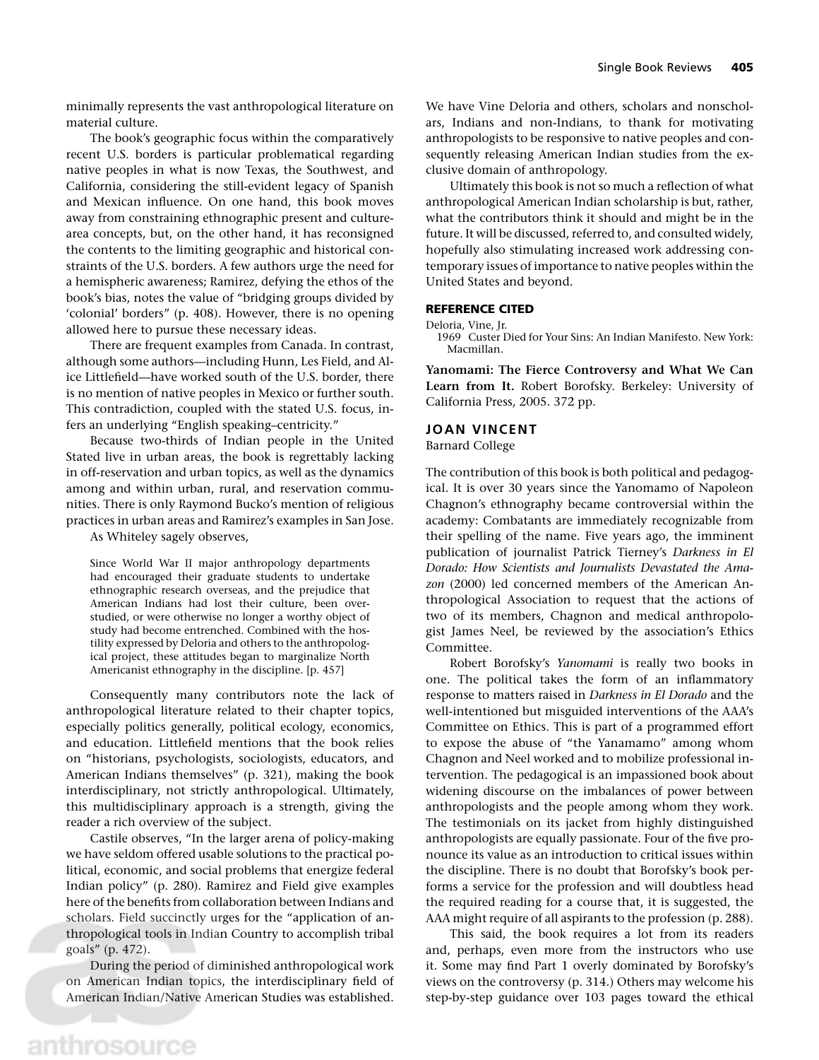minimally represents the vast anthropological literature on material culture.

The book's geographic focus within the comparatively recent U.S. borders is particular problematical regarding native peoples in what is now Texas, the Southwest, and California, considering the still-evident legacy of Spanish and Mexican influence. On one hand, this book moves away from constraining ethnographic present and culture-area concepts, but, on the other hand, it has reconsigned the contents to the limiting geographic and historical constraints of the U.S. borders. A few authors urge the need for a hemispheric awareness; Ramirez, defying the ethos of the book's bias, notes the value of "bridging groups divided by 'colonial' borders" (p. 408). However, there is no opening allowed here to pursue these necessary ideas.

There are frequent examples from Canada. In contrast, although some authors—including Hunn, Les Field, and Alice Littlefield—have worked south of the U.S. border, there is no mention of native peoples in Mexico or further south. This contradiction, coupled with the stated U.S. focus, infers an underlying "English speaking–centricity."

Because two-thirds of Indian people in the United Stated live in urban areas, the book is regrettably lacking in off-reservation and urban topics, as well as the dynamics among and within urban, rural, and reservation communities. There is only Raymond Bucko's mention of religious practices in urban areas and Ramirez's examples in San Jose.

As Whiteley sagely observes,

> Since World War II major anthropology departments had encouraged their graduate students to undertake ethnographic research overseas, and the prejudice that American Indians had lost their culture, been overstudied, or were otherwise no longer a worthy object of study had become entrenched. Combined with the hostility expressed by Deloria and others to the anthropological project, these attitudes began to marginalize North Americanist ethnography in the discipline. [p. 457]

Consequently many contributors note the lack of anthropological literature related to their chapter topics, especially politics generally, political ecology, economics, and education. Littlefield mentions that the book relies on "historians, psychologists, sociologists, educators, and American Indians themselves" (p. 321), making the book interdisciplinary, not strictly anthropological. Ultimately, this multidisciplinary approach is a strength, giving the reader a rich overview of the subject.

Castile observes, "In the larger arena of policy-making we have seldom offered usable solutions to the practical political, economic, and social problems that energize federal Indian policy" (p. 280). Ramirez and Field give examples here of the benefits from collaboration between Indians and scholars. Field succinctly urges for the "application of anthropological tools in Indian Country to accomplish tribal goals" (p. 472).

During the period of diminished anthropological work on American Indian topics, the interdisciplinary field of American Indian/Native American Studies was established. We have Vine Deloria and others, scholars and nonscholars, Indians and non-Indians, to thank for motivating anthropologists to be responsive to native peoples and consequently releasing American Indian studies from the exclusive domain of anthropology.

Ultimately this book is not so much a reflection of what anthropological American Indian scholarship is but, rather, what the contributors think it should and might be in the future. It will be discussed, referred to, and consulted widely, hopefully also stimulating increased work addressing contemporary issues of importance to native peoples within the United States and beyond.

#### REFERENCE CITED

Deloria, Vine, Jr.
1969 Custer Died for Your Sins: An Indian Manifesto. New York: Macmillan.

**Yanomami: The Fierce Controversy and What We Can Learn from It.** Robert Borofsky. Berkeley: University of California Press, 2005. 372 pp.

### JOAN VINCENT
Barnard College

The contribution of this book is both political and pedagogical. It is over 30 years since the Yanomamo of Napoleon Chagnon's ethnography became controversial within the academy: Combatants are immediately recognizable from their spelling of the name. Five years ago, the imminent publication of journalist Patrick Tierney's *Darkness in El Dorado: How Scientists and Journalists Devastated the Amazon* (2000) led concerned members of the American Anthropological Association to request that the actions of two of its members, Chagnon and medical anthropologist James Neel, be reviewed by the association's Ethics Committee.

Robert Borofsky's *Yanomami* is really two books in one. The political takes the form of an inflammatory response to matters raised in *Darkness in El Dorado* and the well-intentioned but misguided interventions of the AAA's Committee on Ethics. This is part of a programmed effort to expose the abuse of "the Yanamamo" among whom Chagnon and Neel worked and to mobilize professional intervention. The pedagogical is an impassioned book about widening discourse on the imbalances of power between anthropologists and the people among whom they work. The testimonials on its jacket from highly distinguished anthropologists are equally passionate. Four of the five pronounce its value as an introduction to critical issues within the discipline. There is no doubt that Borofsky's book performs a service for the profession and will doubtless head the required reading for a course that, it is suggested, the AAA might require of all aspirants to the profession (p. 288).

This said, the book requires a lot from its readers and, perhaps, even more from the instructors who use it. Some may find Part 1 overly dominated by Borofsky's views on the controversy (p. 314.) Others may welcome his step-by-step guidance over 103 pages toward the ethical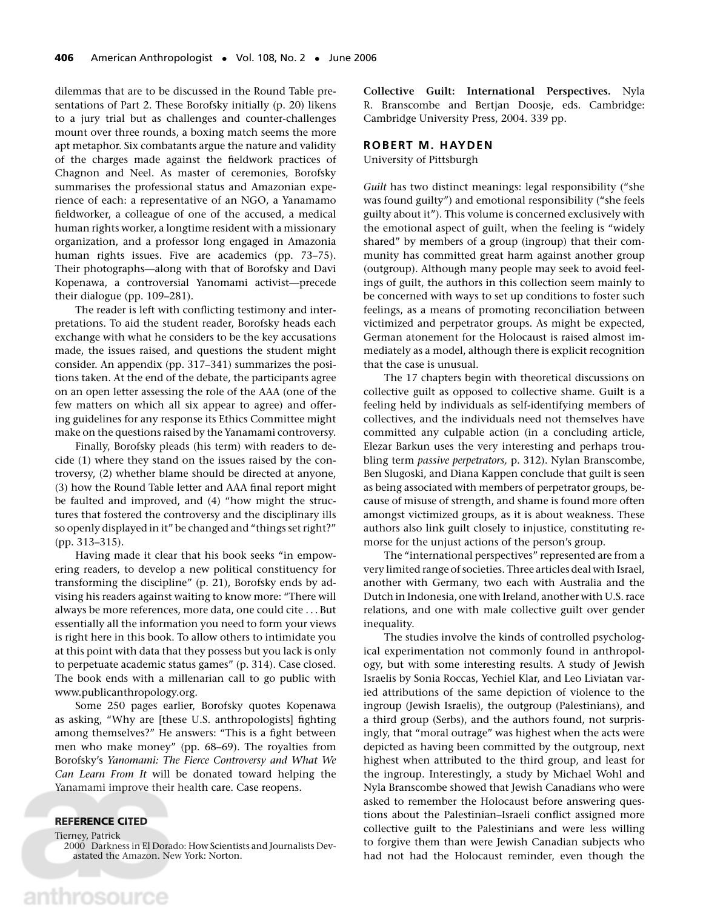dilemmas that are to be discussed in the Round Table presentations of Part 2. These Borofsky initially (p. 20) likens to a jury trial but as challenges and counter-challenges mount over three rounds, a boxing match seems the more apt metaphor. Six combatants argue the nature and validity of the charges made against the fieldwork practices of Chagnon and Neel. As master of ceremonies, Borofsky summarises the professional status and Amazonian experience of each: a representative of an NGO, a Yanamamo fieldworker, a colleague of one of the accused, a medical human rights worker, a longtime resident with a missionary organization, and a professor long engaged in Amazonia human rights issues. Five are academics (pp. 73–75). Their photographs—along with that of Borofsky and Davi Kopenawa, a controversial Yanomami activist—precede their dialogue (pp. 109–281).

The reader is left with conflicting testimony and interpretations. To aid the student reader, Borofsky heads each exchange with what he considers to be the key accusations made, the issues raised, and questions the student might consider. An appendix (pp. 317–341) summarizes the positions taken. At the end of the debate, the participants agree on an open letter assessing the role of the AAA (one of the few matters on which all six appear to agree) and offering guidelines for any response its Ethics Committee might make on the questions raised by the Yanamami controversy.

Finally, Borofsky pleads (his term) with readers to decide (1) where they stand on the issues raised by the controversy, (2) whether blame should be directed at anyone, (3) how the Round Table letter and AAA final report might be faulted and improved, and (4) "how might the structures that fostered the controversy and the disciplinary ills so openly displayed in it" be changed and "things set right?" (pp. 313–315).

Having made it clear that his book seeks "in empowering readers, to develop a new political constituency for transforming the discipline" (p. 21), Borofsky ends by advising his readers against waiting to know more: "There will always be more references, more data, one could cite . . . But essentially all the information you need to form your views is right here in this book. To allow others to intimidate you at this point with data that they possess but you lack is only to perpetuate academic status games" (p. 314). Case closed. The book ends with a millenarian call to go public with www.publicanthropology.org.

Some 250 pages earlier, Borofsky quotes Kopenawa as asking, "Why are [these U.S. anthropologists] fighting among themselves?" He answers: "This is a fight between men who make money" (pp. 68–69). The royalties from Borofsky's *Yanomami: The Fierce Controversy and What We Can Learn From It* will be donated toward helping the Yanamami improve their health care. Case reopens.

### REFERENCE CITED

Tierney, Patrick
2000 Darkness in El Dorado: How Scientists and Journalists Devastated the Amazon. New York: Norton.

**Collective Guilt: International Perspectives.** Nyla R. Branscombe and Bertjan Doosje, eds. Cambridge: Cambridge University Press, 2004. 339 pp.

## ROBERT M. HAYDEN

University of Pittsburgh

*Guilt* has two distinct meanings: legal responsibility ("she was found guilty") and emotional responsibility ("she feels guilty about it"). This volume is concerned exclusively with the emotional aspect of guilt, when the feeling is "widely shared" by members of a group (ingroup) that their community has committed great harm against another group (outgroup). Although many people may seek to avoid feelings of guilt, the authors in this collection seem mainly to be concerned with ways to set up conditions to foster such feelings, as a means of promoting reconciliation between victimized and perpetrator groups. As might be expected, German atonement for the Holocaust is raised almost immediately as a model, although there is explicit recognition that the case is unusual.

The 17 chapters begin with theoretical discussions on collective guilt as opposed to collective shame. Guilt is a feeling held by individuals as self-identifying members of collectives, and the individuals need not themselves have committed any culpable action (in a concluding article, Elezar Barkun uses the very interesting and perhaps troubling term *passive perpetrators,* p. 312). Nylan Branscombe, Ben Slugoski, and Diana Kappen conclude that guilt is seen as being associated with members of perpetrator groups, because of misuse of strength, and shame is found more often amongst victimized groups, as it is about weakness. These authors also link guilt closely to injustice, constituting remorse for the unjust actions of the person's group.

The "international perspectives" represented are from a very limited range of societies. Three articles deal with Israel, another with Germany, two each with Australia and the Dutch in Indonesia, one with Ireland, another with U.S. race relations, and one with male collective guilt over gender inequality.

The studies involve the kinds of controlled psychological experimentation not commonly found in anthropology, but with some interesting results. A study of Jewish Israelis by Sonia Roccas, Yechiel Klar, and Leo Liviatan varied attributions of the same depiction of violence to the ingroup (Jewish Israelis), the outgroup (Palestinians), and a third group (Serbs), and the authors found, not surprisingly, that "moral outrage" was highest when the acts were depicted as having been committed by the outgroup, next highest when attributed to the third group, and least for the ingroup. Interestingly, a study by Michael Wohl and Nyla Branscombe showed that Jewish Canadians who were asked to remember the Holocaust before answering questions about the Palestinian–Israeli conflict assigned more collective guilt to the Palestinians and were less willing to forgive them than were Jewish Canadian subjects who had not had the Holocaust reminder, even though the